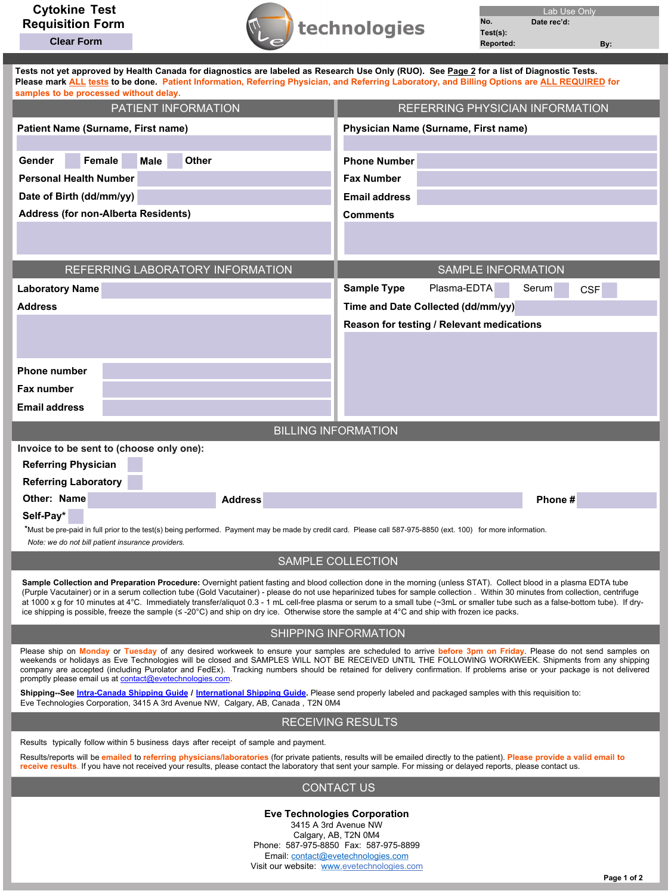# Cytokine Test Requisition Form

Clear Form

technologies

| Lab Use Only | | |
|---|---|---|
| No. | Date rec'd: | |
| Test(s): | | |
| Reported: | | By: |

**Tests not yet approved by Health Canada for diagnostics are labeled as Research Use Only (RUO). See Page 2 for a list of Diagnostic Tests. Please mark ALL tests to be done. Patient Information, Referring Physician, and Referring Laboratory, and Billing Options are ALL REQUIRED for samples to be processed without delay.**

## PATIENT INFORMATION

**Patient Name (Surname, First name)**

**Gender** ☐ **Female** ☐ **Male** ☐ **Other**

**Personal Health Number**

**Date of Birth (dd/mm/yy)**

**Address (for non-Alberta Residents)**

## REFERRING PHYSICIAN INFORMATION

**Physician Name (Surname, First name)**

**Phone Number**

**Fax Number**

**Email address**

**Comments**

## REFERRING LABORATORY INFORMATION

**Laboratory Name**

**Address**

**Phone number**

**Fax number**

**Email address**

## SAMPLE INFORMATION

**Sample Type** Plasma-EDTA ☐ Serum ☐ CSF ☐

**Time and Date Collected (dd/mm/yy)**

**Reason for testing / Relevant medications**

## BILLING INFORMATION

**Invoice to be sent to (choose only one):**

**Referring Physician** ☐

**Referring Laboratory** ☐

**Other: Name** **Address** **Phone #**

**Self-Pay*** ☐

*Must be pre-paid in full prior to the test(s) being performed. Payment may be made by credit card. Please call 587-975-8850 (ext. 100) for more information.

*Note: we do not bill patient insurance providers.*

## SAMPLE COLLECTION

**Sample Collection and Preparation Procedure:** Overnight patient fasting and blood collection done in the morning (unless STAT). Collect blood in a plasma EDTA tube (Purple Vacutainer) or in a serum collection tube (Gold Vacutainer) - please do not use heparinized tubes for sample collection . Within 30 minutes from collection, centrifuge at 1000 x g for 10 minutes at 4°C. Immediately transfer/aliquot 0.3 - 1 mL cell-free plasma or serum to a small tube (~3mL or smaller tube such as a false-bottom tube). If dry-ice shipping is possible, freeze the sample (≤ -20°C) and ship on dry ice. Otherwise store the sample at 4°C and ship with frozen ice packs.

## SHIPPING INFORMATION

Please ship on **Monday** or **Tuesday** of any desired workweek to ensure your samples are scheduled to arrive **before 3pm on Friday**. Please do not send samples on weekends or holidays as Eve Technologies will be closed and SAMPLES WILL NOT BE RECEIVED UNTIL THE FOLLOWING WORKWEEK. Shipments from any shipping company are accepted (including Purolator and FedEx). Tracking numbers should be retained for delivery confirmation. If problems arise or your package is not delivered promptly please email us at contact@evetechnologies.com.

**Shipping--See Intra-Canada Shipping Guide / International Shipping Guide.** Please send properly labeled and packaged samples with this requisition to: Eve Technologies Corporation, 3415 A 3rd Avenue NW, Calgary, AB, Canada , T2N 0M4

## RECEIVING RESULTS

Results typically follow within 5 business days after receipt of sample and payment.

Results/reports will be **emailed** to **referring physicians/laboratories** (for private patients, results will be emailed directly to the patient). **Please provide a valid email to receive results**. If you have not received your results, please contact the laboratory that sent your sample. For missing or delayed reports, please contact us.

## CONTACT US

**Eve Technologies Corporation**
3415 A 3rd Avenue NW
Calgary, AB, T2N 0M4
Phone: 587-975-8850 Fax: 587-975-8899
Email: contact@evetechnologies.com
Visit our website: www.evetechnologies.com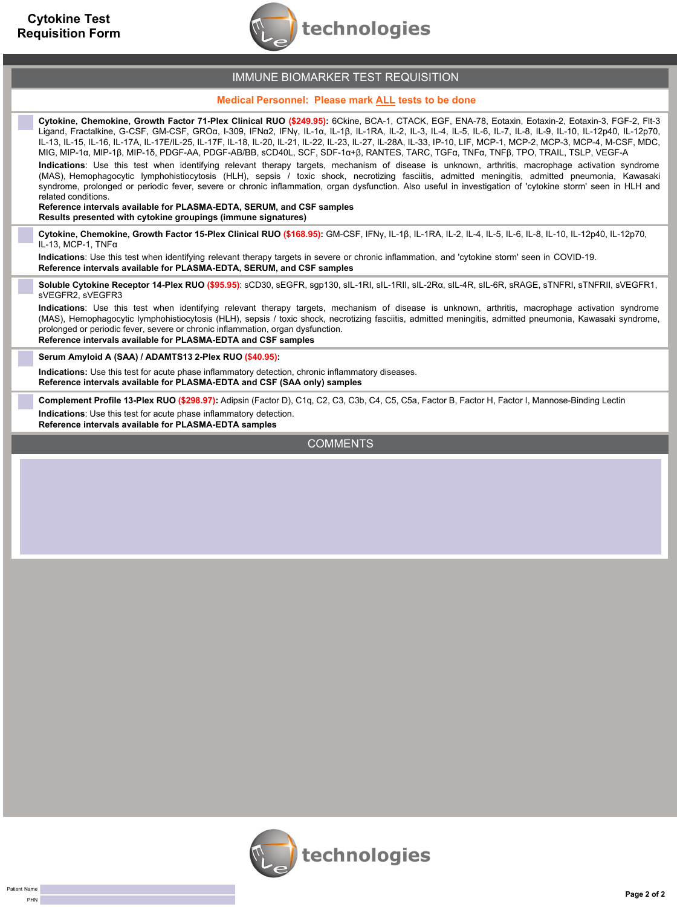Cytokine Test Requisition Form

## IMMUNE BIOMARKER TEST REQUISITION

**Medical Personnel: Please mark ALL tests to be done**

- [ ] **Cytokine, Chemokine, Growth Factor 71-Plex Clinical RUO ($249.95):** 6Ckine, BCA-1, CTACK, EGF, ENA-78, Eotaxin, Eotaxin-2, Eotaxin-3, FGF-2, Flt-3 Ligand, Fractalkine, G-CSF, GM-CSF, GROα, I-309, IFNα2, IFNγ, IL-1α, IL-1β, IL-1RA, IL-2, IL-3, IL-4, IL-5, IL-6, IL-7, IL-8, IL-9, IL-10, IL-12p40, IL-12p70, IL-13, IL-15, IL-16, IL-17A, IL-17E/IL-25, IL-17F, IL-18, IL-20, IL-21, IL-22, IL-23, IL-27, IL-28A, IL-33, IP-10, LIF, MCP-1, MCP-2, MCP-3, MCP-4, M-CSF, MDC, MIG, MIP-1α, MIP-1β, MIP-1δ, PDGF-AA, PDGF-AB/BB, sCD40L, SCF, SDF-1α+β, RANTES, TARC, TGFα, TNFα, TNFβ, TPO, TRAIL, TSLP, VEGF-A

  **Indications**: Use this test when identifying relevant therapy targets, mechanism of disease is unknown, arthritis, macrophage activation syndrome (MAS), Hemophagocytic lymphohistiocytosis (HLH), sepsis / toxic shock, necrotizing fasciitis, admitted meningitis, admitted pneumonia, Kawasaki syndrome, prolonged or periodic fever, severe or chronic inflammation, organ dysfunction. Also useful in investigation of 'cytokine storm' seen in HLH and related conditions.
  **Reference intervals available for PLASMA-EDTA, SERUM, and CSF samples**
  **Results presented with cytokine groupings (immune signatures)**

- [ ] **Cytokine, Chemokine, Growth Factor 15-Plex Clinical RUO ($168.95):** GM-CSF, IFNγ, IL-1β, IL-1RA, IL-2, IL-4, IL-5, IL-6, IL-8, IL-10, IL-12p40, IL-12p70, IL-13, MCP-1, TNFα

  **Indications**: Use this test when identifying relevant therapy targets in severe or chronic inflammation, and 'cytokine storm' seen in COVID-19.
  **Reference intervals available for PLASMA-EDTA, SERUM, and CSF samples**

- [ ] **Soluble Cytokine Receptor 14-Plex RUO ($95.95)**: sCD30, sEGFR, sgp130, sIL-1RI, sIL-1RII, sIL-2Rα, sIL-4R, sIL-6R, sRAGE, sTNFRI, sTNFRII, sVEGFR1, sVEGFR2, sVEGFR3

  **Indications**: Use this test when identifying relevant therapy targets, mechanism of disease is unknown, arthritis, macrophage activation syndrome (MAS), Hemophagocytic lymphohistiocytosis (HLH), sepsis / toxic shock, necrotizing fasciitis, admitted meningitis, admitted pneumonia, Kawasaki syndrome, prolonged or periodic fever, severe or chronic inflammation, organ dysfunction.
  **Reference intervals available for PLASMA-EDTA and CSF samples**

- [ ] **Serum Amyloid A (SAA) / ADAMTS13 2-Plex RUO ($40.95):**

  **Indications:** Use this test for acute phase inflammatory detection, chronic inflammatory diseases.
  **Reference intervals available for PLASMA-EDTA and CSF (SAA only) samples**

- [ ] **Complement Profile 13-Plex RUO ($298.97):** Adipsin (Factor D), C1q, C2, C3, C3b, C4, C5, C5a, Factor B, Factor H, Factor I, Mannose-Binding Lectin

  **Indications**: Use this test for acute phase inflammatory detection.
  **Reference intervals available for PLASMA-EDTA samples**

## COMMENTS

Patient Name

PHN